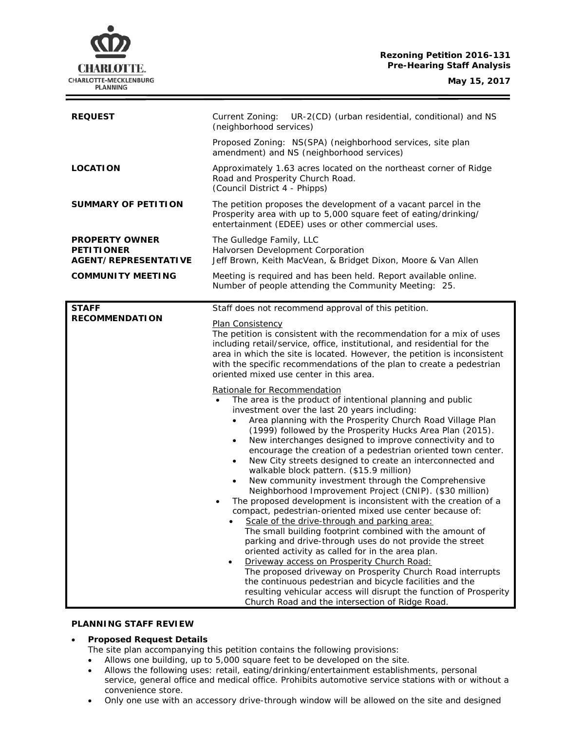**Rezoning Petition 2016-131**
**Pre-Hearing Staff Analysis**

**May 15, 2017**

| | |
|---|---|
| **REQUEST** | Current Zoning: UR-2(CD) (urban residential, conditional) and NS (neighborhood services)<br><br>Proposed Zoning: NS(SPA) (neighborhood services, site plan amendment) and NS (neighborhood services) |
| **LOCATION** | Approximately 1.63 acres located on the northeast corner of Ridge Road and Prosperity Church Road.<br>(Council District 4 - Phipps) |
| **SUMMARY OF PETITION** | The petition proposes the development of a vacant parcel in the Prosperity area with up to 5,000 square feet of eating/drinking/entertainment (EDEE) uses or other commercial uses. |
| **PROPERTY OWNER**<br>**PETITIONER**<br>**AGENT/REPRESENTATIVE** | The Gulledge Family, LLC<br>Halvorsen Development Corporation<br>Jeff Brown, Keith MacVean, & Bridget Dixon, Moore & Van Allen |
| **COMMUNITY MEETING** | Meeting is required and has been held. Report available online.<br>Number of people attending the Community Meeting: 25. |

**STAFF RECOMMENDATION**

Staff does not recommend approval of this petition.

Plan Consistency

The petition is consistent with the recommendation for a mix of uses including retail/service, office, institutional, and residential for the area in which the site is located. However, the petition is inconsistent with the specific recommendations of the plan to create a pedestrian oriented mixed use center in this area.

Rationale for Recommendation

- The area is the product of intentional planning and public investment over the last 20 years including:
  - Area planning with the Prosperity Church Road Village Plan (1999) followed by the Prosperity Hucks Area Plan (2015).
  - New interchanges designed to improve connectivity and to encourage the creation of a pedestrian oriented town center.
  - New City streets designed to create an interconnected and walkable block pattern. ($15.9 million)
  - New community investment through the Comprehensive Neighborhood Improvement Project (CNIP). ($30 million)
- The proposed development is inconsistent with the creation of a compact, pedestrian-oriented mixed use center because of:
  - Scale of the drive-through and parking area:
    The small building footprint combined with the amount of parking and drive-through uses do not provide the street oriented activity as called for in the area plan.
  - Driveway access on Prosperity Church Road:
    The proposed driveway on Prosperity Church Road interrupts the continuous pedestrian and bicycle facilities and the resulting vehicular access will disrupt the function of Prosperity Church Road and the intersection of Ridge Road.

**PLANNING STAFF REVIEW**

- **Proposed Request Details**
  The site plan accompanying this petition contains the following provisions:
  - Allows one building, up to 5,000 square feet to be developed on the site.
  - Allows the following uses: retail, eating/drinking/entertainment establishments, personal service, general office and medical office. Prohibits automotive service stations with or without a convenience store.
  - Only one use with an accessory drive-through window will be allowed on the site and designed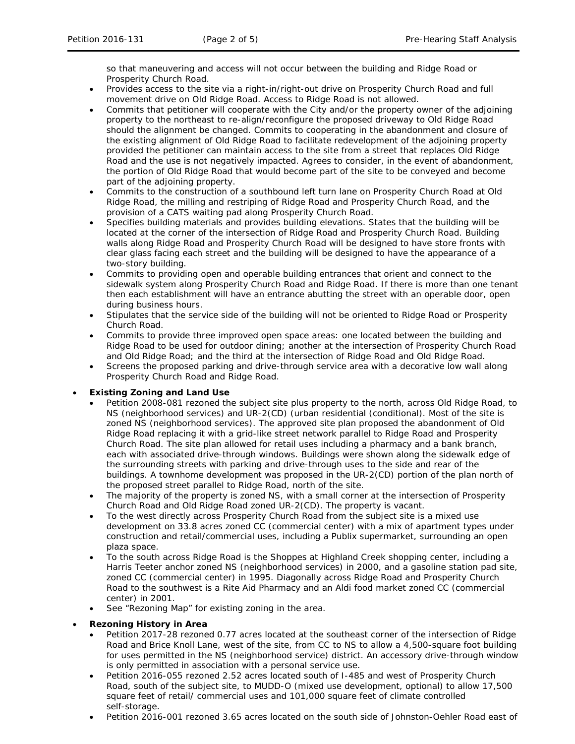so that maneuvering and access will not occur between the building and Ridge Road or Prosperity Church Road.

- Provides access to the site via a right-in/right-out drive on Prosperity Church Road and full movement drive on Old Ridge Road. Access to Ridge Road is not allowed.
- Commits that petitioner will cooperate with the City and/or the property owner of the adjoining property to the northeast to re-align/reconfigure the proposed driveway to Old Ridge Road should the alignment be changed. Commits to cooperating in the abandonment and closure of the existing alignment of Old Ridge Road to facilitate redevelopment of the adjoining property provided the petitioner can maintain access to the site from a street that replaces Old Ridge Road and the use is not negatively impacted. Agrees to consider, in the event of abandonment, the portion of Old Ridge Road that would become part of the site to be conveyed and become part of the adjoining property.
- Commits to the construction of a southbound left turn lane on Prosperity Church Road at Old Ridge Road, the milling and restriping of Ridge Road and Prosperity Church Road, and the provision of a CATS waiting pad along Prosperity Church Road.
- Specifies building materials and provides building elevations. States that the building will be located at the corner of the intersection of Ridge Road and Prosperity Church Road. Building walls along Ridge Road and Prosperity Church Road will be designed to have store fronts with clear glass facing each street and the building will be designed to have the appearance of a two-story building.
- Commits to providing open and operable building entrances that orient and connect to the sidewalk system along Prosperity Church Road and Ridge Road. If there is more than one tenant then each establishment will have an entrance abutting the street with an operable door, open during business hours.
- Stipulates that the service side of the building will not be oriented to Ridge Road or Prosperity Church Road.
- Commits to provide three improved open space areas: one located between the building and Ridge Road to be used for outdoor dining; another at the intersection of Prosperity Church Road and Old Ridge Road; and the third at the intersection of Ridge Road and Old Ridge Road.
- Screens the proposed parking and drive-through service area with a decorative low wall along Prosperity Church Road and Ridge Road.

- **Existing Zoning and Land Use**
  - Petition 2008-081 rezoned the subject site plus property to the north, across Old Ridge Road, to NS (neighborhood services) and UR-2(CD) (urban residential (conditional). Most of the site is zoned NS (neighborhood services). The approved site plan proposed the abandonment of Old Ridge Road replacing it with a grid-like street network parallel to Ridge Road and Prosperity Church Road. The site plan allowed for retail uses including a pharmacy and a bank branch, each with associated drive-through windows. Buildings were shown along the sidewalk edge of the surrounding streets with parking and drive-through uses to the side and rear of the buildings. A townhome development was proposed in the UR-2(CD) portion of the plan north of the proposed street parallel to Ridge Road, north of the site.
  - The majority of the property is zoned NS, with a small corner at the intersection of Prosperity Church Road and Old Ridge Road zoned UR-2(CD). The property is vacant.
  - To the west directly across Prosperity Church Road from the subject site is a mixed use development on 33.8 acres zoned CC (commercial center) with a mix of apartment types under construction and retail/commercial uses, including a Publix supermarket, surrounding an open plaza space.
  - To the south across Ridge Road is the Shoppes at Highland Creek shopping center, including a Harris Teeter anchor zoned NS (neighborhood services) in 2000, and a gasoline station pad site, zoned CC (commercial center) in 1995. Diagonally across Ridge Road and Prosperity Church Road to the southwest is a Rite Aid Pharmacy and an Aldi food market zoned CC (commercial center) in 2001.
  - See "Rezoning Map" for existing zoning in the area.

- **Rezoning History in Area**
  - Petition 2017-28 rezoned 0.77 acres located at the southeast corner of the intersection of Ridge Road and Brice Knoll Lane, west of the site, from CC to NS to allow a 4,500-square foot building for uses permitted in the NS (neighborhood service) district. An accessory drive-through window is only permitted in association with a personal service use.
  - Petition 2016-055 rezoned 2.52 acres located south of I-485 and west of Prosperity Church Road, south of the subject site, to MUDD-O (mixed use development, optional) to allow 17,500 square feet of retail/ commercial uses and 101,000 square feet of climate controlled self-storage.
  - Petition 2016-001 rezoned 3.65 acres located on the south side of Johnston-Oehler Road east of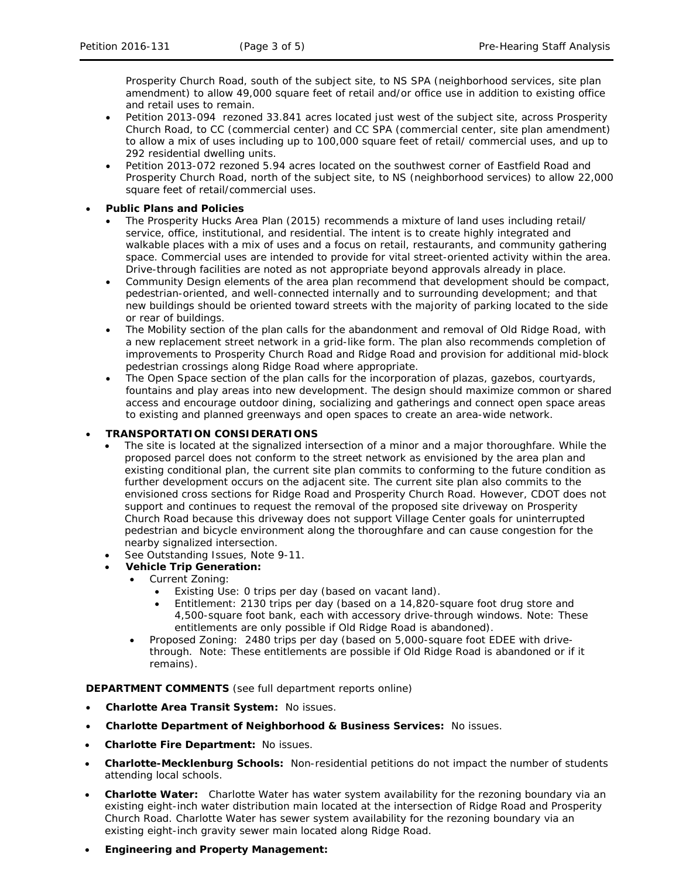Prosperity Church Road, south of the subject site, to NS SPA (neighborhood services, site plan amendment) to allow 49,000 square feet of retail and/or office use in addition to existing office and retail uses to remain.

- Petition 2013-094 rezoned 33.841 acres located just west of the subject site, across Prosperity Church Road, to CC (commercial center) and CC SPA (commercial center, site plan amendment) to allow a mix of uses including up to 100,000 square feet of retail/ commercial uses, and up to 292 residential dwelling units.
- Petition 2013-072 rezoned 5.94 acres located on the southwest corner of Eastfield Road and Prosperity Church Road, north of the subject site, to NS (neighborhood services) to allow 22,000 square feet of retail/commercial uses.

- **Public Plans and Policies**
  - The Prosperity Hucks Area Plan (2015) recommends a mixture of land uses including retail/ service, office, institutional, and residential. The intent is to create highly integrated and walkable places with a mix of uses and a focus on retail, restaurants, and community gathering space. Commercial uses are intended to provide for vital street-oriented activity within the area. Drive-through facilities are noted as not appropriate beyond approvals already in place.
  - Community Design elements of the area plan recommend that development should be compact, pedestrian-oriented, and well-connected internally and to surrounding development; and that new buildings should be oriented toward streets with the majority of parking located to the side or rear of buildings.
  - The Mobility section of the plan calls for the abandonment and removal of Old Ridge Road, with a new replacement street network in a grid-like form. The plan also recommends completion of improvements to Prosperity Church Road and Ridge Road and provision for additional mid-block pedestrian crossings along Ridge Road where appropriate.
  - The Open Space section of the plan calls for the incorporation of plazas, gazebos, courtyards, fountains and play areas into new development. The design should maximize common or shared access and encourage outdoor dining, socializing and gatherings and connect open space areas to existing and planned greenways and open spaces to create an area-wide network.

- **TRANSPORTATION CONSIDERATIONS**
  - The site is located at the signalized intersection of a minor and a major thoroughfare. While the proposed parcel does not conform to the street network as envisioned by the area plan and existing conditional plan, the current site plan commits to conforming to the future condition as further development occurs on the adjacent site. The current site plan also commits to the envisioned cross sections for Ridge Road and Prosperity Church Road. However, CDOT does not support and continues to request the removal of the proposed site driveway on Prosperity Church Road because this driveway does not support Village Center goals for uninterrupted pedestrian and bicycle environment along the thoroughfare and can cause congestion for the nearby signalized intersection.
  - See Outstanding Issues, Note 9-11.
  - **Vehicle Trip Generation:**
    - Current Zoning:
      - Existing Use: 0 trips per day (based on vacant land).
      - Entitlement: 2130 trips per day (based on a 14,820-square foot drug store and 4,500-square foot bank, each with accessory drive-through windows. Note: These entitlements are only possible if Old Ridge Road is abandoned).
    - Proposed Zoning: 2480 trips per day (based on 5,000-square foot EDEE with drive-through. Note: These entitlements are possible if Old Ridge Road is abandoned or if it remains).

**DEPARTMENT COMMENTS** (see full department reports online)

- **Charlotte Area Transit System:** No issues.
- **Charlotte Department of Neighborhood & Business Services:** No issues.
- **Charlotte Fire Department:** No issues.
- **Charlotte-Mecklenburg Schools:** Non-residential petitions do not impact the number of students attending local schools.
- **Charlotte Water:** Charlotte Water has water system availability for the rezoning boundary via an existing eight-inch water distribution main located at the intersection of Ridge Road and Prosperity Church Road. Charlotte Water has sewer system availability for the rezoning boundary via an existing eight-inch gravity sewer main located along Ridge Road.
- **Engineering and Property Management:**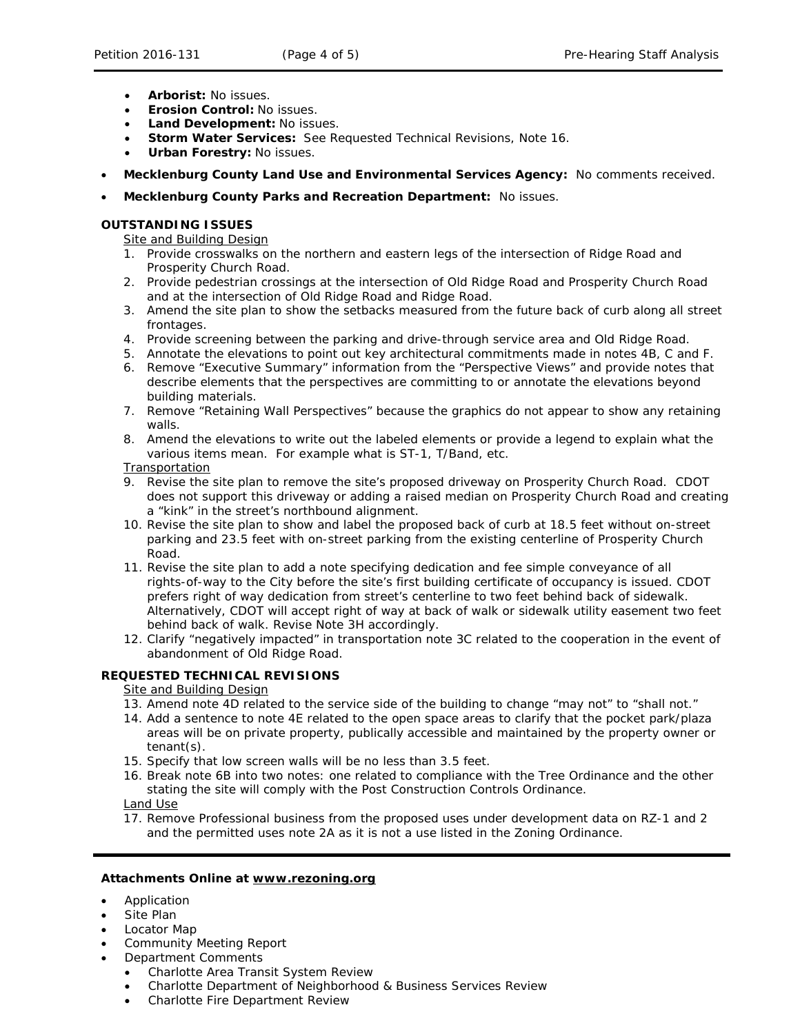- **Arborist:** No issues.
- **Erosion Control:** No issues.
- **Land Development:** No issues.
- **Storm Water Services:** See Requested Technical Revisions, Note 16.
- **Urban Forestry:** No issues.

- **Mecklenburg County Land Use and Environmental Services Agency:** No comments received.
- **Mecklenburg County Parks and Recreation Department:** No issues.

**OUTSTANDING ISSUES**

Site and Building Design

1. Provide crosswalks on the northern and eastern legs of the intersection of Ridge Road and Prosperity Church Road.
2. Provide pedestrian crossings at the intersection of Old Ridge Road and Prosperity Church Road and at the intersection of Old Ridge Road and Ridge Road.
3. Amend the site plan to show the setbacks measured from the future back of curb along all street frontages.
4. Provide screening between the parking and drive-through service area and Old Ridge Road.
5. Annotate the elevations to point out key architectural commitments made in notes 4B, C and F.
6. Remove "Executive Summary" information from the "Perspective Views" and provide notes that describe elements that the perspectives are committing to or annotate the elevations beyond building materials.
7. Remove "Retaining Wall Perspectives" because the graphics do not appear to show any retaining walls.
8. Amend the elevations to write out the labeled elements or provide a legend to explain what the various items mean. For example what is ST-1, T/Band, etc.

Transportation

9. Revise the site plan to remove the site's proposed driveway on Prosperity Church Road. CDOT does not support this driveway or adding a raised median on Prosperity Church Road and creating a "kink" in the street's northbound alignment.
10. Revise the site plan to show and label the proposed back of curb at 18.5 feet without on-street parking and 23.5 feet with on-street parking from the existing centerline of Prosperity Church Road.
11. Revise the site plan to add a note specifying dedication and fee simple conveyance of all rights-of-way to the City before the site's first building certificate of occupancy is issued. CDOT prefers right of way dedication from street's centerline to two feet behind back of sidewalk. Alternatively, CDOT will accept right of way at back of walk or sidewalk utility easement two feet behind back of walk. Revise Note 3H accordingly.
12. Clarify "negatively impacted" in transportation note 3C related to the cooperation in the event of abandonment of Old Ridge Road.

**REQUESTED TECHNICAL REVISIONS**

Site and Building Design

13. Amend note 4D related to the service side of the building to change "may not" to "shall not."
14. Add a sentence to note 4E related to the open space areas to clarify that the pocket park/plaza areas will be on private property, publically accessible and maintained by the property owner or tenant(s).
15. Specify that low screen walls will be no less than 3.5 feet.
16. Break note 6B into two notes: one related to compliance with the Tree Ordinance and the other stating the site will comply with the Post Construction Controls Ordinance.

Land Use

17. Remove Professional business from the proposed uses under development data on RZ-1 and 2 and the permitted uses note 2A as it is not a use listed in the Zoning Ordinance.

---

**Attachments Online at www.rezoning.org**

- Application
- Site Plan
- Locator Map
- Community Meeting Report
- Department Comments
  - Charlotte Area Transit System Review
  - Charlotte Department of Neighborhood & Business Services Review
  - Charlotte Fire Department Review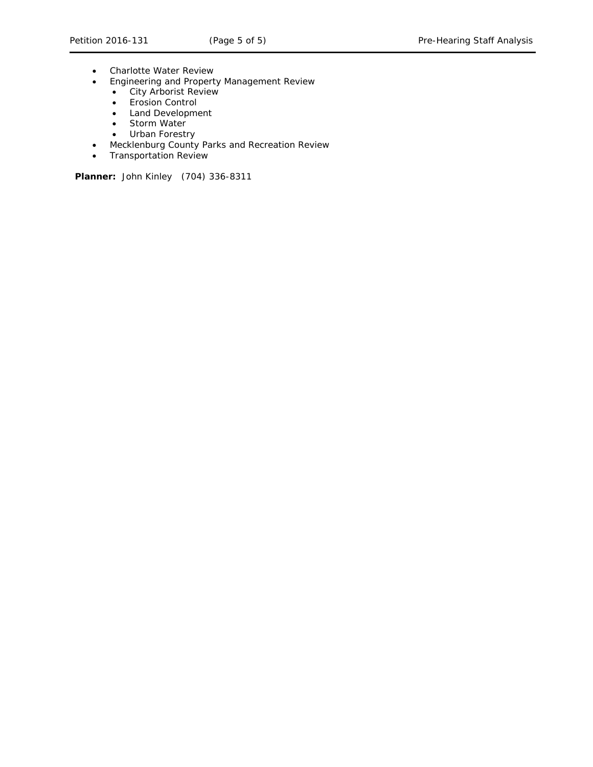- Charlotte Water Review
- Engineering and Property Management Review
  - City Arborist Review
  - Erosion Control
  - Land Development
  - Storm Water
  - Urban Forestry
- Mecklenburg County Parks and Recreation Review
- Transportation Review

**Planner:** John Kinley (704) 336-8311